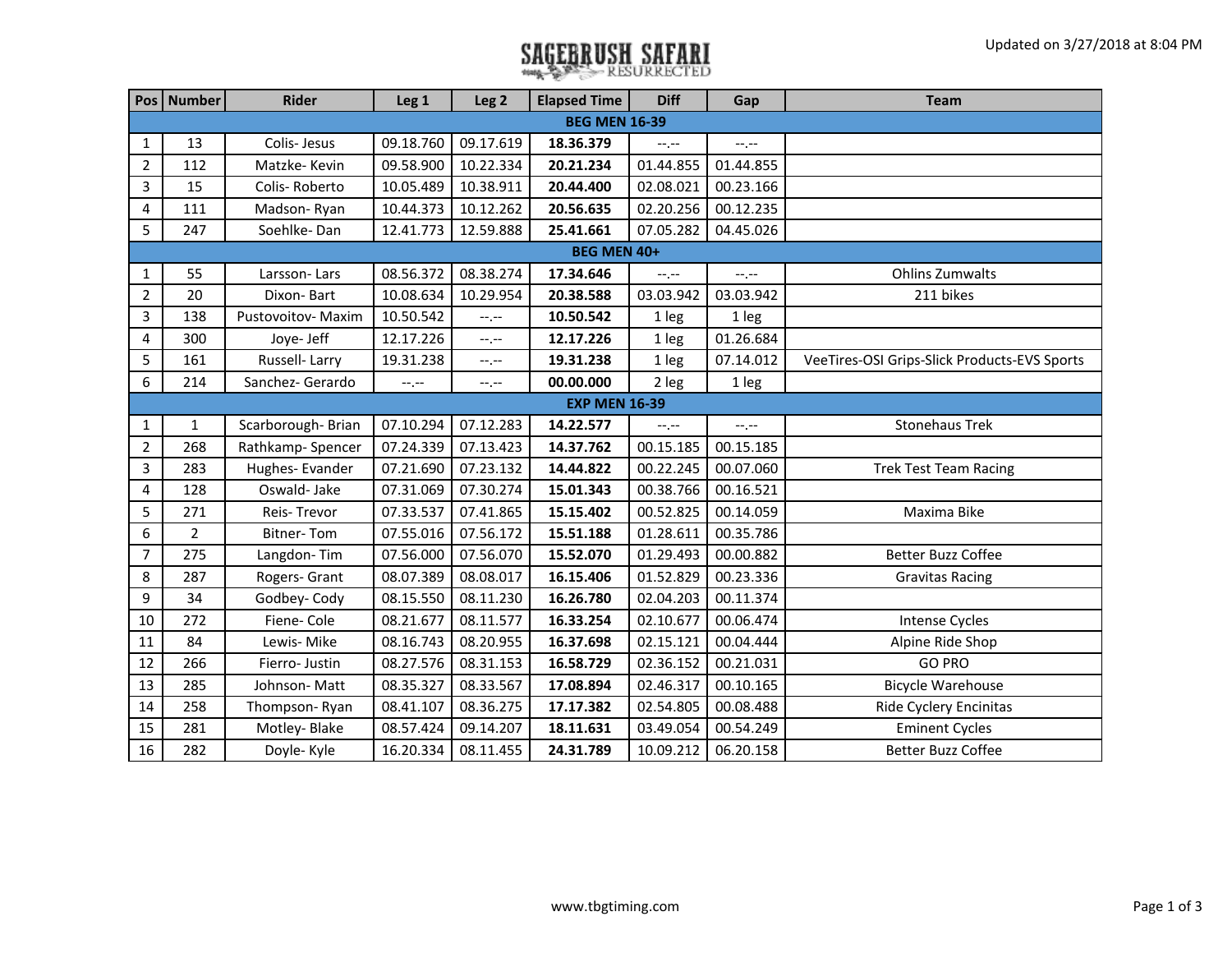# SAGEBRUSH SAFARI RESURRECTED

Updated on 3/27/2018 at 8:04 PM

| Pos | Number | Rider | Leg 1 | Leg 2 | Elapsed Time | Diff | Gap | Team |
|---|---|---|---|---|---|---|---|---|
| **BEG MEN 16-39** | | | | | | | | |
| 1 | 13 | Colis- Jesus | 09.18.760 | 09.17.619 | **18.36.379** | --.-- | --.-- | |
| 2 | 112 | Matzke- Kevin | 09.58.900 | 10.22.334 | **20.21.234** | 01.44.855 | 01.44.855 | |
| 3 | 15 | Colis- Roberto | 10.05.489 | 10.38.911 | **20.44.400** | 02.08.021 | 00.23.166 | |
| 4 | 111 | Madson- Ryan | 10.44.373 | 10.12.262 | **20.56.635** | 02.20.256 | 00.12.235 | |
| 5 | 247 | Soehlke- Dan | 12.41.773 | 12.59.888 | **25.41.661** | 07.05.282 | 04.45.026 | |
| **BEG MEN 40+** | | | | | | | | |
| 1 | 55 | Larsson- Lars | 08.56.372 | 08.38.274 | **17.34.646** | --.-- | --.-- | Ohlins Zumwalts |
| 2 | 20 | Dixon- Bart | 10.08.634 | 10.29.954 | **20.38.588** | 03.03.942 | 03.03.942 | 211 bikes |
| 3 | 138 | Pustovoitov- Maxim | 10.50.542 | --.-- | **10.50.542** | 1 leg | 1 leg | |
| 4 | 300 | Joye- Jeff | 12.17.226 | --.-- | **12.17.226** | 1 leg | 01.26.684 | |
| 5 | 161 | Russell- Larry | 19.31.238 | --.-- | **19.31.238** | 1 leg | 07.14.012 | VeeTires-OSI Grips-Slick Products-EVS Sports |
| 6 | 214 | Sanchez- Gerardo | --.-- | --.-- | **00.00.000** | 2 leg | 1 leg | |
| **EXP MEN 16-39** | | | | | | | | |
| 1 | 1 | Scarborough- Brian | 07.10.294 | 07.12.283 | **14.22.577** | --.-- | --.-- | Stonehaus Trek |
| 2 | 268 | Rathkamp- Spencer | 07.24.339 | 07.13.423 | **14.37.762** | 00.15.185 | 00.15.185 | |
| 3 | 283 | Hughes- Evander | 07.21.690 | 07.23.132 | **14.44.822** | 00.22.245 | 00.07.060 | Trek Test Team Racing |
| 4 | 128 | Oswald- Jake | 07.31.069 | 07.30.274 | **15.01.343** | 00.38.766 | 00.16.521 | |
| 5 | 271 | Reis- Trevor | 07.33.537 | 07.41.865 | **15.15.402** | 00.52.825 | 00.14.059 | Maxima Bike |
| 6 | 2 | Bitner- Tom | 07.55.016 | 07.56.172 | **15.51.188** | 01.28.611 | 00.35.786 | |
| 7 | 275 | Langdon- Tim | 07.56.000 | 07.56.070 | **15.52.070** | 01.29.493 | 00.00.882 | Better Buzz Coffee |
| 8 | 287 | Rogers- Grant | 08.07.389 | 08.08.017 | **16.15.406** | 01.52.829 | 00.23.336 | Gravitas Racing |
| 9 | 34 | Godbey- Cody | 08.15.550 | 08.11.230 | **16.26.780** | 02.04.203 | 00.11.374 | |
| 10 | 272 | Fiene- Cole | 08.21.677 | 08.11.577 | **16.33.254** | 02.10.677 | 00.06.474 | Intense Cycles |
| 11 | 84 | Lewis- Mike | 08.16.743 | 08.20.955 | **16.37.698** | 02.15.121 | 00.04.444 | Alpine Ride Shop |
| 12 | 266 | Fierro- Justin | 08.27.576 | 08.31.153 | **16.58.729** | 02.36.152 | 00.21.031 | GO PRO |
| 13 | 285 | Johnson- Matt | 08.35.327 | 08.33.567 | **17.08.894** | 02.46.317 | 00.10.165 | Bicycle Warehouse |
| 14 | 258 | Thompson- Ryan | 08.41.107 | 08.36.275 | **17.17.382** | 02.54.805 | 00.08.488 | Ride Cyclery Encinitas |
| 15 | 281 | Motley- Blake | 08.57.424 | 09.14.207 | **18.11.631** | 03.49.054 | 00.54.249 | Eminent Cycles |
| 16 | 282 | Doyle- Kyle | 16.20.334 | 08.11.455 | **24.31.789** | 10.09.212 | 06.20.158 | Better Buzz Coffee |

www.tbgtiming.com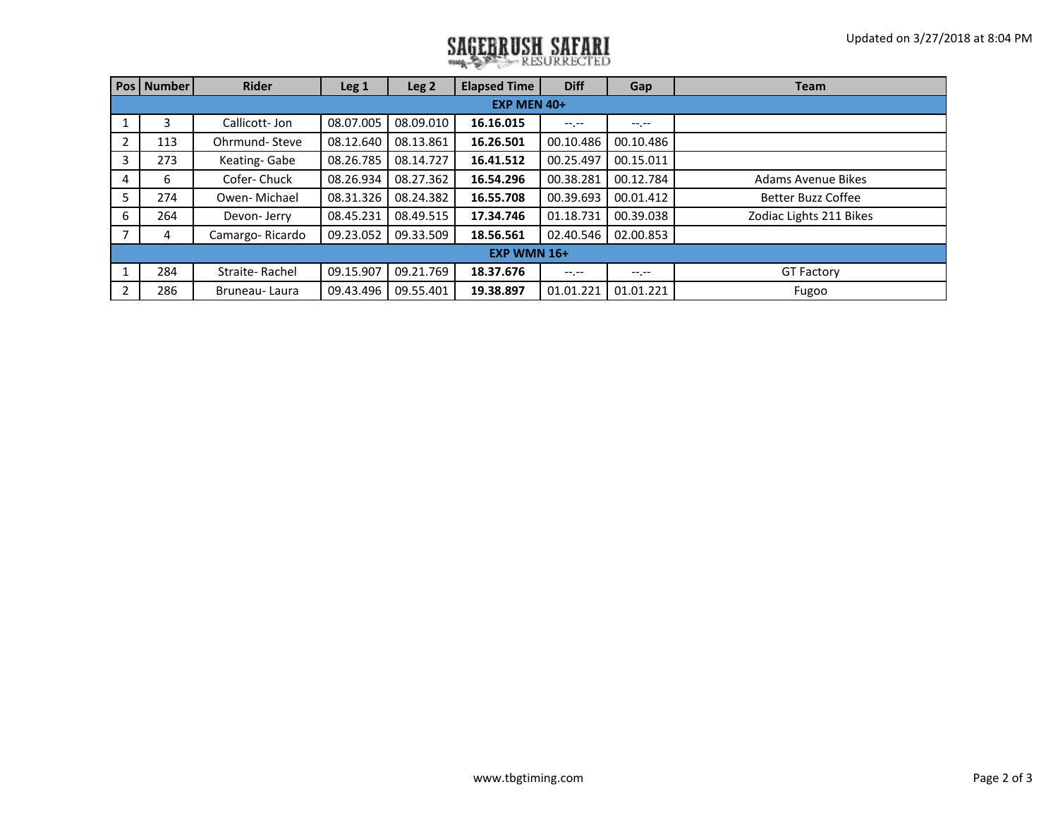SAGEBRUSH SAFARI RESURRECTED

Updated on 3/27/2018 at 8:04 PM

| Pos | Number | Rider | Leg 1 | Leg 2 | Elapsed Time | Diff | Gap | Team |
|---|---|---|---|---|---|---|---|---|
| **EXP MEN 40+** | | | | | | | | |
| 1 | 3 | Callicott- Jon | 08.07.005 | 08.09.010 | **16.16.015** | --.-- | --.-- | |
| 2 | 113 | Ohrmund- Steve | 08.12.640 | 08.13.861 | **16.26.501** | 00.10.486 | 00.10.486 | |
| 3 | 273 | Keating- Gabe | 08.26.785 | 08.14.727 | **16.41.512** | 00.25.497 | 00.15.011 | |
| 4 | 6 | Cofer- Chuck | 08.26.934 | 08.27.362 | **16.54.296** | 00.38.281 | 00.12.784 | Adams Avenue Bikes |
| 5 | 274 | Owen- Michael | 08.31.326 | 08.24.382 | **16.55.708** | 00.39.693 | 00.01.412 | Better Buzz Coffee |
| 6 | 264 | Devon- Jerry | 08.45.231 | 08.49.515 | **17.34.746** | 01.18.731 | 00.39.038 | Zodiac Lights 211 Bikes |
| 7 | 4 | Camargo- Ricardo | 09.23.052 | 09.33.509 | **18.56.561** | 02.40.546 | 02.00.853 | |
| **EXP WMN 16+** | | | | | | | | |
| 1 | 284 | Straite- Rachel | 09.15.907 | 09.21.769 | **18.37.676** | --.-- | --.-- | GT Factory |
| 2 | 286 | Bruneau- Laura | 09.43.496 | 09.55.401 | **19.38.897** | 01.01.221 | 01.01.221 | Fugoo |

www.tbgtiming.com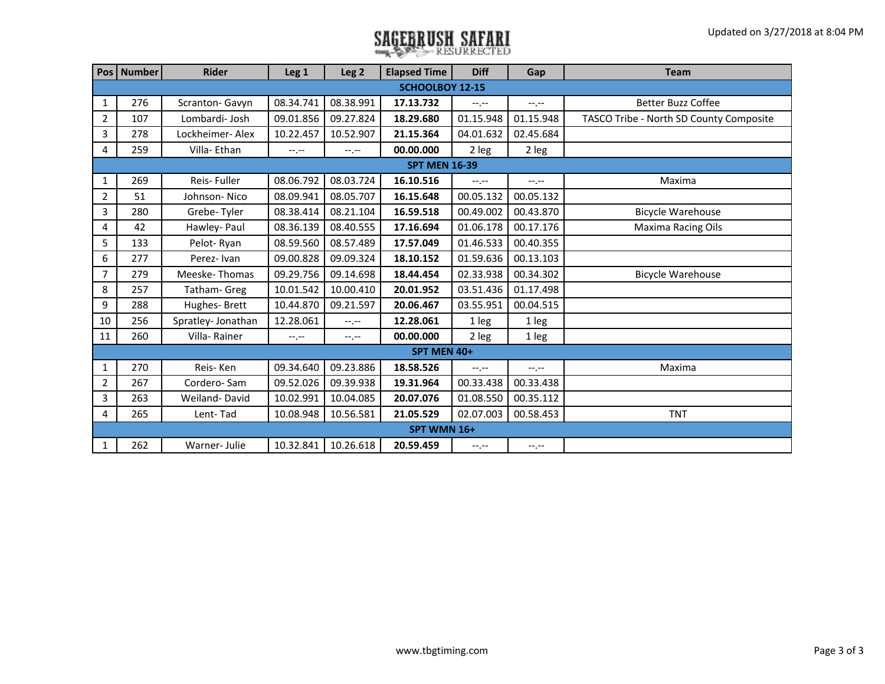# SAGEBRUSH SAFARI RESURRECTED

Updated on 3/27/2018 at 8:04 PM

| Pos | Number | Rider | Leg 1 | Leg 2 | Elapsed Time | Diff | Gap | Team |
|---|---|---|---|---|---|---|---|---|
| **SCHOOLBOY 12-15** | | | | | | | | |
| 1 | 276 | Scranton- Gavyn | 08.34.741 | 08.38.991 | **17.13.732** | --.-- | --.-- | Better Buzz Coffee |
| 2 | 107 | Lombardi- Josh | 09.01.856 | 09.27.824 | **18.29.680** | 01.15.948 | 01.15.948 | TASCO Tribe - North SD County Composite |
| 3 | 278 | Lockheimer- Alex | 10.22.457 | 10.52.907 | **21.15.364** | 04.01.632 | 02.45.684 | |
| 4 | 259 | Villa- Ethan | --.-- | --.-- | **00.00.000** | 2 leg | 2 leg | |
| **SPT MEN 16-39** | | | | | | | | |
| 1 | 269 | Reis- Fuller | 08.06.792 | 08.03.724 | **16.10.516** | --.-- | --.-- | Maxima |
| 2 | 51 | Johnson- Nico | 08.09.941 | 08.05.707 | **16.15.648** | 00.05.132 | 00.05.132 | |
| 3 | 280 | Grebe- Tyler | 08.38.414 | 08.21.104 | **16.59.518** | 00.49.002 | 00.43.870 | Bicycle Warehouse |
| 4 | 42 | Hawley- Paul | 08.36.139 | 08.40.555 | **17.16.694** | 01.06.178 | 00.17.176 | Maxima Racing Oils |
| 5 | 133 | Pelot- Ryan | 08.59.560 | 08.57.489 | **17.57.049** | 01.46.533 | 00.40.355 | |
| 6 | 277 | Perez- Ivan | 09.00.828 | 09.09.324 | **18.10.152** | 01.59.636 | 00.13.103 | |
| 7 | 279 | Meeske- Thomas | 09.29.756 | 09.14.698 | **18.44.454** | 02.33.938 | 00.34.302 | Bicycle Warehouse |
| 8 | 257 | Tatham- Greg | 10.01.542 | 10.00.410 | **20.01.952** | 03.51.436 | 01.17.498 | |
| 9 | 288 | Hughes- Brett | 10.44.870 | 09.21.597 | **20.06.467** | 03.55.951 | 00.04.515 | |
| 10 | 256 | Spratley- Jonathan | 12.28.061 | --.-- | **12.28.061** | 1 leg | 1 leg | |
| 11 | 260 | Villa- Rainer | --.-- | --.-- | **00.00.000** | 2 leg | 1 leg | |
| **SPT MEN 40+** | | | | | | | | |
| 1 | 270 | Reis- Ken | 09.34.640 | 09.23.886 | **18.58.526** | --.-- | --.-- | Maxima |
| 2 | 267 | Cordero- Sam | 09.52.026 | 09.39.938 | **19.31.964** | 00.33.438 | 00.33.438 | |
| 3 | 263 | Weiland- David | 10.02.991 | 10.04.085 | **20.07.076** | 01.08.550 | 00.35.112 | |
| 4 | 265 | Lent- Tad | 10.08.948 | 10.56.581 | **21.05.529** | 02.07.003 | 00.58.453 | TNT |
| **SPT WMN 16+** | | | | | | | | |
| 1 | 262 | Warner- Julie | 10.32.841 | 10.26.618 | **20.59.459** | --.-- | --.-- | |

www.tbgtiming.com